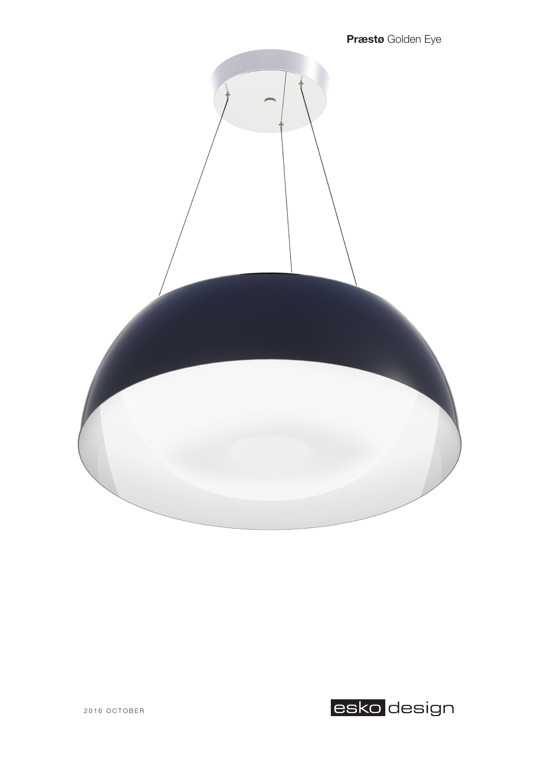**Præstø** Golden Eye

2016 OCTOBER

esko design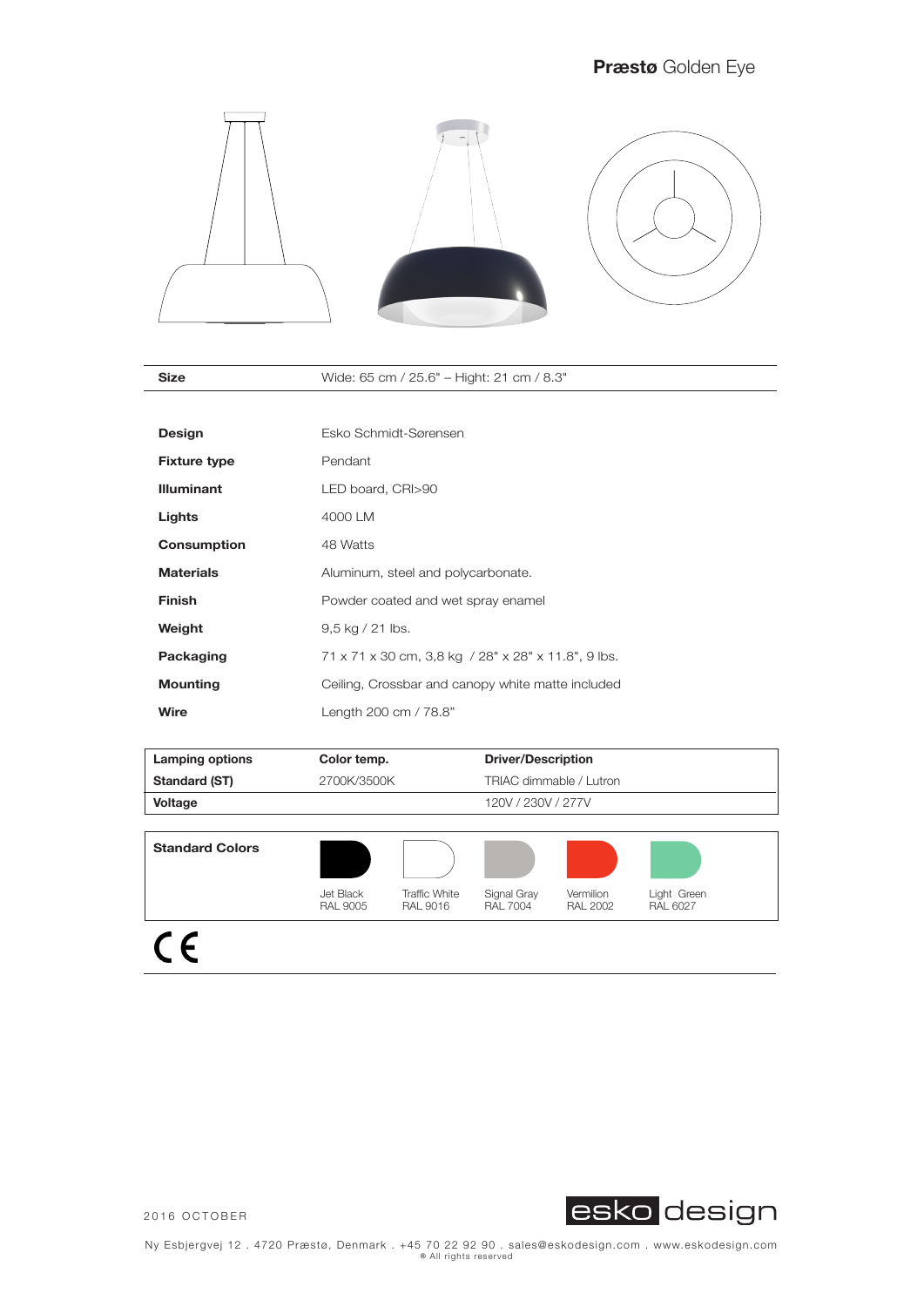# **Præstø** Golden Eye

| | |
|---|---|
| **Size** | Wide: 65 cm / 25.6" – Hight: 21 cm / 8.3" |

| | |
|---|---|
| **Design** | Esko Schmidt-Sørensen |
| **Fixture type** | Pendant |
| **Illuminant** | LED board, CRI>90 |
| **Lights** | 4000 LM |
| **Consumption** | 48 Watts |
| **Materials** | Aluminum, steel and polycarbonate. |
| **Finish** | Powder coated and wet spray enamel |
| **Weight** | 9,5 kg / 21 lbs. |
| **Packaging** | 71 x 71 x 30 cm, 3,8 kg / 28" x 28" x 11.8", 9 lbs. |
| **Mounting** | Ceiling, Crossbar and canopy white matte included |
| **Wire** | Length 200 cm / 78.8" |

| **Lamping options** | **Color temp.** | **Driver/Description** |
|---|---|---|
| **Standard (ST)** | 2700K/3500K | TRIAC dimmable / Lutron |
| **Voltage** | | 120V / 230V / 277V |

| **Standard Colors** | | | | | |
|---|---|---|---|---|---|
| | Jet Black RAL 9005 | Traffic White RAL 9016 | Signal Gray RAL 7004 | Vermilion RAL 2002 | Light Green RAL 6027 |

CE

2016 OCTOBER

esko design

Ny Esbjergvej 12 . 4720 Præstø, Denmark . +45 70 22 92 90 . sales@eskodesign.com . www.eskodesign.com
® All rights reserved